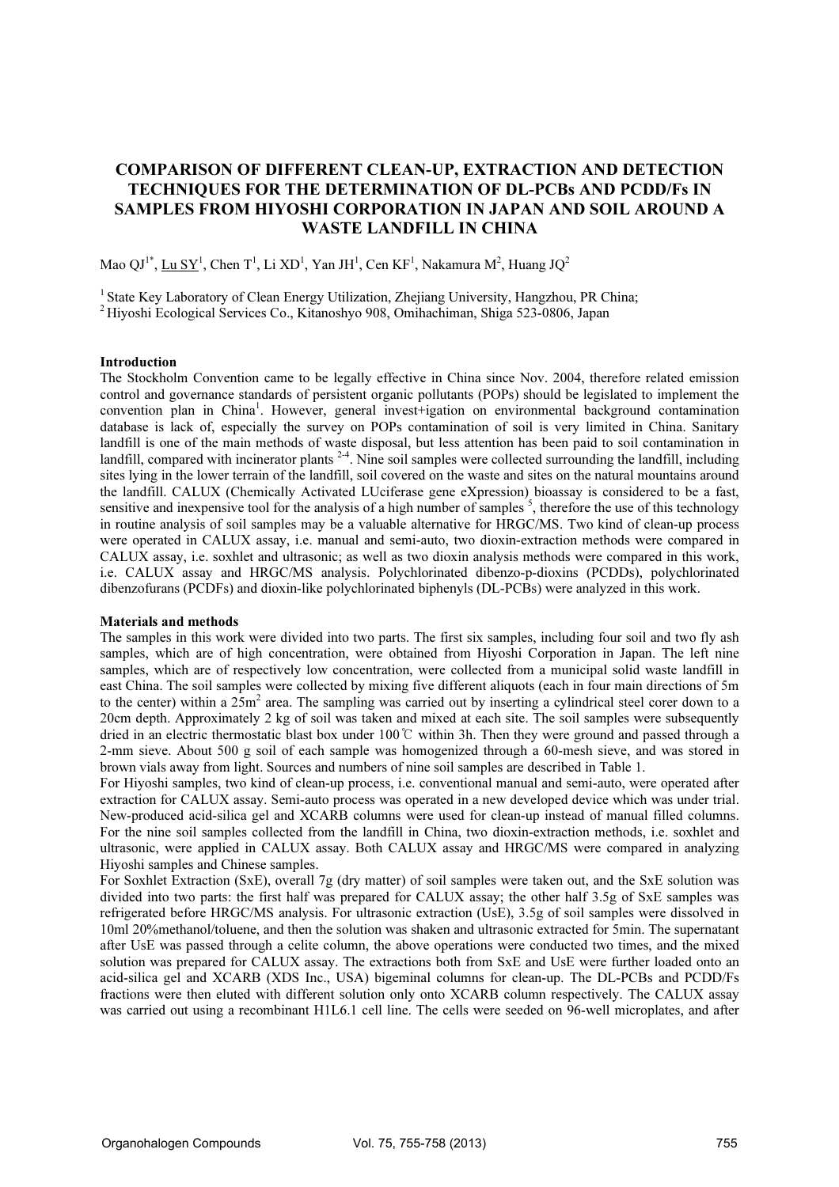# COMPARISON OF DIFFERENT CLEAN-UP, EXTRACTION AND DETECTION TECHNIQUES FOR THE DETERMINATION OF DL-PCBs AND PCDD/Fs IN SAMPLES FROM HIYOSHI CORPORATION IN JAPAN AND SOIL AROUND A WASTE LANDFILL IN CHINA

Mao QJ[1*], Lu SY[1], Chen T[1], Li XD[1], Yan JH[1], Cen KF[1], Nakamura M[2], Huang JQ[2]

[1] State Key Laboratory of Clean Energy Utilization, Zhejiang University, Hangzhou, PR China;
[2] Hiyoshi Ecological Services Co., Kitanoshyo 908, Omihachiman, Shiga 523-0806, Japan

## Introduction

The Stockholm Convention came to be legally effective in China since Nov. 2004, therefore related emission control and governance standards of persistent organic pollutants (POPs) should be legislated to implement the convention plan in China[1]. However, general invest+igation on environmental background contamination database is lack of, especially the survey on POPs contamination of soil is very limited in China. Sanitary landfill is one of the main methods of waste disposal, but less attention has been paid to soil contamination in landfill, compared with incinerator plants [2-4]. Nine soil samples were collected surrounding the landfill, including sites lying in the lower terrain of the landfill, soil covered on the waste and sites on the natural mountains around the landfill. CALUX (Chemically Activated LUciferase gene eXpression) bioassay is considered to be a fast, sensitive and inexpensive tool for the analysis of a high number of samples [5], therefore the use of this technology in routine analysis of soil samples may be a valuable alternative for HRGC/MS. Two kind of clean-up process were operated in CALUX assay, i.e. manual and semi-auto, two dioxin-extraction methods were compared in CALUX assay, i.e. soxhlet and ultrasonic; as well as two dioxin analysis methods were compared in this work, i.e. CALUX assay and HRGC/MS analysis. Polychlorinated dibenzo-p-dioxins (PCDDs), polychlorinated dibenzofurans (PCDFs) and dioxin-like polychlorinated biphenyls (DL-PCBs) were analyzed in this work.

## Materials and methods

The samples in this work were divided into two parts. The first six samples, including four soil and two fly ash samples, which are of high concentration, were obtained from Hiyoshi Corporation in Japan. The left nine samples, which are of respectively low concentration, were collected from a municipal solid waste landfill in east China. The soil samples were collected by mixing five different aliquots (each in four main directions of 5m to the center) within a 25m$^2$ area. The sampling was carried out by inserting a cylindrical steel corer down to a 20cm depth. Approximately 2 kg of soil was taken and mixed at each site. The soil samples were subsequently dried in an electric thermostatic blast box under 100℃ within 3h. Then they were ground and passed through a 2-mm sieve. About 500 g soil of each sample was homogenized through a 60-mesh sieve, and was stored in brown vials away from light. Sources and numbers of nine soil samples are described in Table 1.

For Hiyoshi samples, two kind of clean-up process, i.e. conventional manual and semi-auto, were operated after extraction for CALUX assay. Semi-auto process was operated in a new developed device which was under trial. New-produced acid-silica gel and XCARB columns were used for clean-up instead of manual filled columns. For the nine soil samples collected from the landfill in China, two dioxin-extraction methods, i.e. soxhlet and ultrasonic, were applied in CALUX assay. Both CALUX assay and HRGC/MS were compared in analyzing Hiyoshi samples and Chinese samples.

For Soxhlet Extraction (SxE), overall 7g (dry matter) of soil samples were taken out, and the SxE solution was divided into two parts: the first half was prepared for CALUX assay; the other half 3.5g of SxE samples was refrigerated before HRGC/MS analysis. For ultrasonic extraction (UsE), 3.5g of soil samples were dissolved in 10ml 20%methanol/toluene, and then the solution was shaken and ultrasonic extracted for 5min. The supernatant after UsE was passed through a celite column, the above operations were conducted two times, and the mixed solution was prepared for CALUX assay. The extractions both from SxE and UsE were further loaded onto an acid-silica gel and XCARB (XDS Inc., USA) bigeminal columns for clean-up. The DL-PCBs and PCDD/Fs fractions were then eluted with different solution only onto XCARB column respectively. The CALUX assay was carried out using a recombinant H1L6.1 cell line. The cells were seeded on 96-well microplates, and after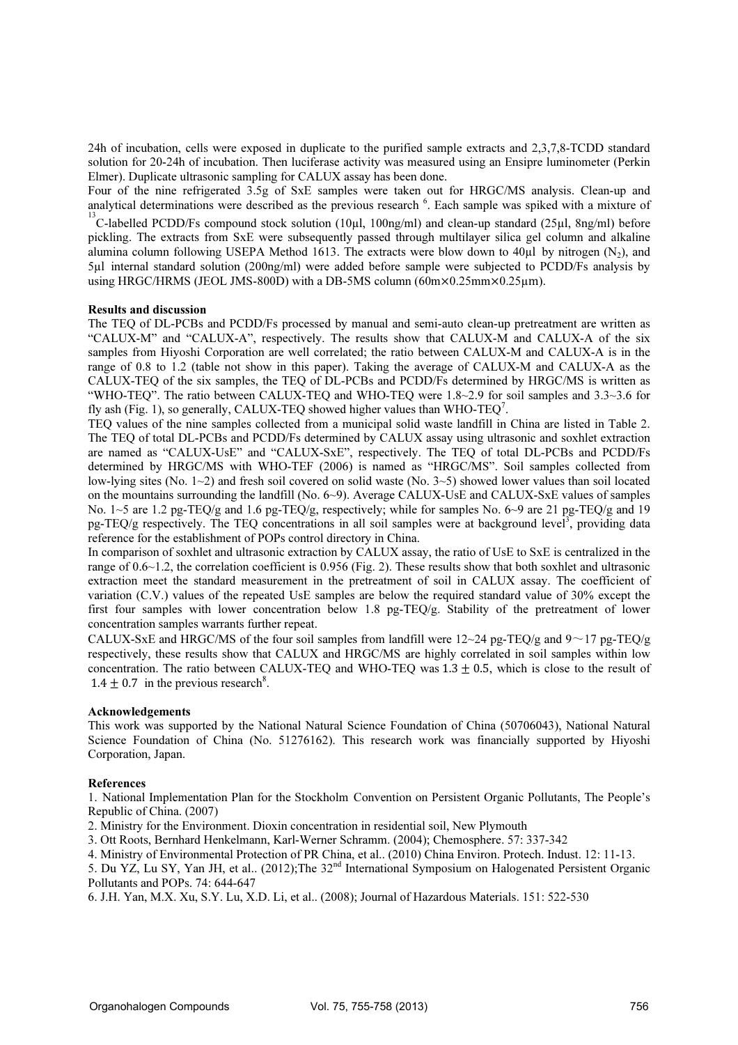24h of incubation, cells were exposed in duplicate to the purified sample extracts and 2,3,7,8-TCDD standard solution for 20-24h of incubation. Then luciferase activity was measured using an Ensipre luminometer (Perkin Elmer). Duplicate ultrasonic sampling for CALUX assay has been done.

Four of the nine refrigerated 3.5g of SxE samples were taken out for HRGC/MS analysis. Clean-up and analytical determinations were described as the previous research [6]. Each sample was spiked with a mixture of $^{13}$C-labelled PCDD/Fs compound stock solution (10μl, 100ng/ml) and clean-up standard (25μl, 8ng/ml) before pickling. The extracts from SxE were subsequently passed through multilayer silica gel column and alkaline alumina column following USEPA Method 1613. The extracts were blow down to 40μl by nitrogen ($N_2$), and 5μl internal standard solution (200ng/ml) were added before sample were subjected to PCDD/Fs analysis by using HRGC/HRMS (JEOL JMS-800D) with a DB-5MS column (60m×0.25mm×0.25μm).

**Results and discussion**

The TEQ of DL-PCBs and PCDD/Fs processed by manual and semi-auto clean-up pretreatment are written as "CALUX-M" and "CALUX-A", respectively. The results show that CALUX-M and CALUX-A of the six samples from Hiyoshi Corporation are well correlated; the ratio between CALUX-M and CALUX-A is in the range of 0.8 to 1.2 (table not show in this paper). Taking the average of CALUX-M and CALUX-A as the CALUX-TEQ of the six samples, the TEQ of DL-PCBs and PCDD/Fs determined by HRGC/MS is written as "WHO-TEQ". The ratio between CALUX-TEQ and WHO-TEQ were 1.8~2.9 for soil samples and 3.3~3.6 for fly ash (Fig. 1), so generally, CALUX-TEQ showed higher values than WHO-TEQ[7].

TEQ values of the nine samples collected from a municipal solid waste landfill in China are listed in Table 2. The TEQ of total DL-PCBs and PCDD/Fs determined by CALUX assay using ultrasonic and soxhlet extraction are named as "CALUX-UsE" and "CALUX-SxE", respectively. The TEQ of total DL-PCBs and PCDD/Fs determined by HRGC/MS with WHO-TEF (2006) is named as "HRGC/MS". Soil samples collected from low-lying sites (No. 1~2) and fresh soil covered on solid waste (No. 3~5) showed lower values than soil located on the mountains surrounding the landfill (No. 6~9). Average CALUX-UsE and CALUX-SxE values of samples No. 1~5 are 1.2 pg-TEQ/g and 1.6 pg-TEQ/g, respectively; while for samples No. 6~9 are 21 pg-TEQ/g and 19 pg-TEQ/g respectively. The TEQ concentrations in all soil samples were at background level[3], providing data reference for the establishment of POPs control directory in China.

In comparison of soxhlet and ultrasonic extraction by CALUX assay, the ratio of UsE to SxE is centralized in the range of 0.6~1.2, the correlation coefficient is 0.956 (Fig. 2). These results show that both soxhlet and ultrasonic extraction meet the standard measurement in the pretreatment of soil in CALUX assay. The coefficient of variation (C.V.) values of the repeated UsE samples are below the required standard value of 30% except the first four samples with lower concentration below 1.8 pg-TEQ/g. Stability of the pretreatment of lower concentration samples warrants further repeat.

CALUX-SxE and HRGC/MS of the four soil samples from landfill were 12~24 pg-TEQ/g and 9～17 pg-TEQ/g respectively, these results show that CALUX and HRGC/MS are highly correlated in soil samples within low concentration. The ratio between CALUX-TEQ and WHO-TEQ was $1.3 \pm 0.5$, which is close to the result of $1.4 \pm 0.7$ in the previous research[8].

**Acknowledgements**

This work was supported by the National Natural Science Foundation of China (50706043), National Natural Science Foundation of China (No. 51276162). This research work was financially supported by Hiyoshi Corporation, Japan.

**References**

1. National Implementation Plan for the Stockholm Convention on Persistent Organic Pollutants, The People's Republic of China. (2007)
2. Ministry for the Environment. Dioxin concentration in residential soil, New Plymouth
3. Ott Roots, Bernhard Henkelmann, Karl-Werner Schramm. (2004); Chemosphere. 57: 337-342
4. Ministry of Environmental Protection of PR China, et al.. (2010) China Environ. Protech. Indust. 12: 11-13.
5. Du YZ, Lu SY, Yan JH, et al.. (2012);The 32nd International Symposium on Halogenated Persistent Organic Pollutants and POPs. 74: 644-647
6. J.H. Yan, M.X. Xu, S.Y. Lu, X.D. Li, et al.. (2008); Journal of Hazardous Materials. 151: 522-530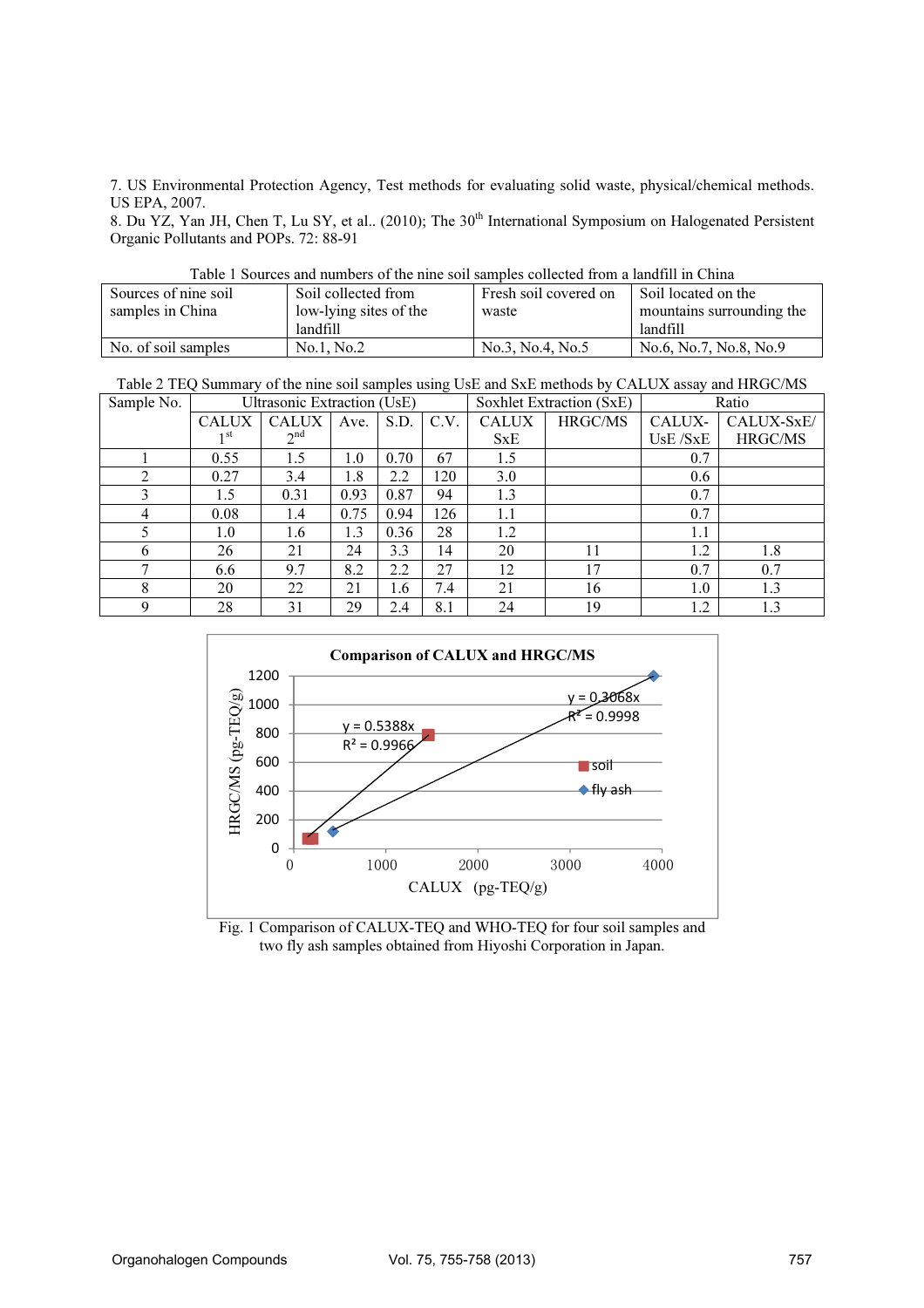7. US Environmental Protection Agency, Test methods for evaluating solid waste, physical/chemical methods. US EPA, 2007.

8. Du YZ, Yan JH, Chen T, Lu SY, et al.. (2010); The 30th International Symposium on Halogenated Persistent Organic Pollutants and POPs. 72: 88-91

Table 1 Sources and numbers of the nine soil samples collected from a landfill in China

| Sources of nine soil samples in China | Soil collected from low-lying sites of the landfill | Fresh soil covered on waste | Soil located on the mountains surrounding the landfill |
|---|---|---|---|
| No. of soil samples | No.1, No.2 | No.3, No.4, No.5 | No.6, No.7, No.8, No.9 |

Table 2 TEQ Summary of the nine soil samples using UsE and SxE methods by CALUX assay and HRGC/MS

| Sample No. | Ultrasonic Extraction (UsE) | | | | | Soxhlet Extraction (SxE) | | Ratio | |
|---|---|---|---|---|---|---|---|---|---|
| | CALUX 1st | CALUX 2nd | Ave. | S.D. | C.V. | CALUX SxE | HRGC/MS | CALUX-UsE /SxE | CALUX-SxE/ HRGC/MS |
| 1 | 0.55 | 1.5 | 1.0 | 0.70 | 67 | 1.5 | | 0.7 | |
| 2 | 0.27 | 3.4 | 1.8 | 2.2 | 120 | 3.0 | | 0.6 | |
| 3 | 1.5 | 0.31 | 0.93 | 0.87 | 94 | 1.3 | | 0.7 | |
| 4 | 0.08 | 1.4 | 0.75 | 0.94 | 126 | 1.1 | | 0.7 | |
| 5 | 1.0 | 1.6 | 1.3 | 0.36 | 28 | 1.2 | | 1.1 | |
| 6 | 26 | 21 | 24 | 3.3 | 14 | 20 | 11 | 1.2 | 1.8 |
| 7 | 6.6 | 9.7 | 8.2 | 2.2 | 27 | 12 | 17 | 0.7 | 0.7 |
| 8 | 20 | 22 | 21 | 1.6 | 7.4 | 21 | 16 | 1.0 | 1.3 |
| 9 | 28 | 31 | 29 | 2.4 | 8.1 | 24 | 19 | 1.2 | 1.3 |

Fig. 1 Comparison of CALUX-TEQ and WHO-TEQ for four soil samples and two fly ash samples obtained from Hiyoshi Corporation in Japan.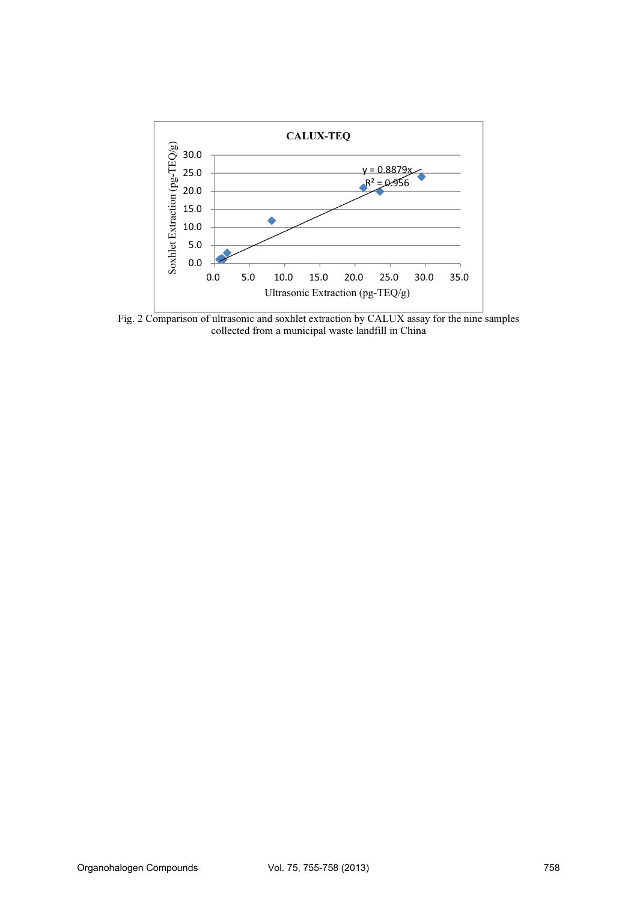CALUX-TEQ

Soxhlet Extraction (pg-TEQ/g)

30.0
25.0
20.0
15.0
10.0
5.0
0.0

0.0 5.0 10.0 15.0 20.0 25.0 30.0 35.0

Ultrasonic Extraction (pg-TEQ/g)

y = 0.8879x
$R^2$ = 0.956

Fig. 2 Comparison of ultrasonic and soxhlet extraction by CALUX assay for the nine samples collected from a municipal waste landfill in China